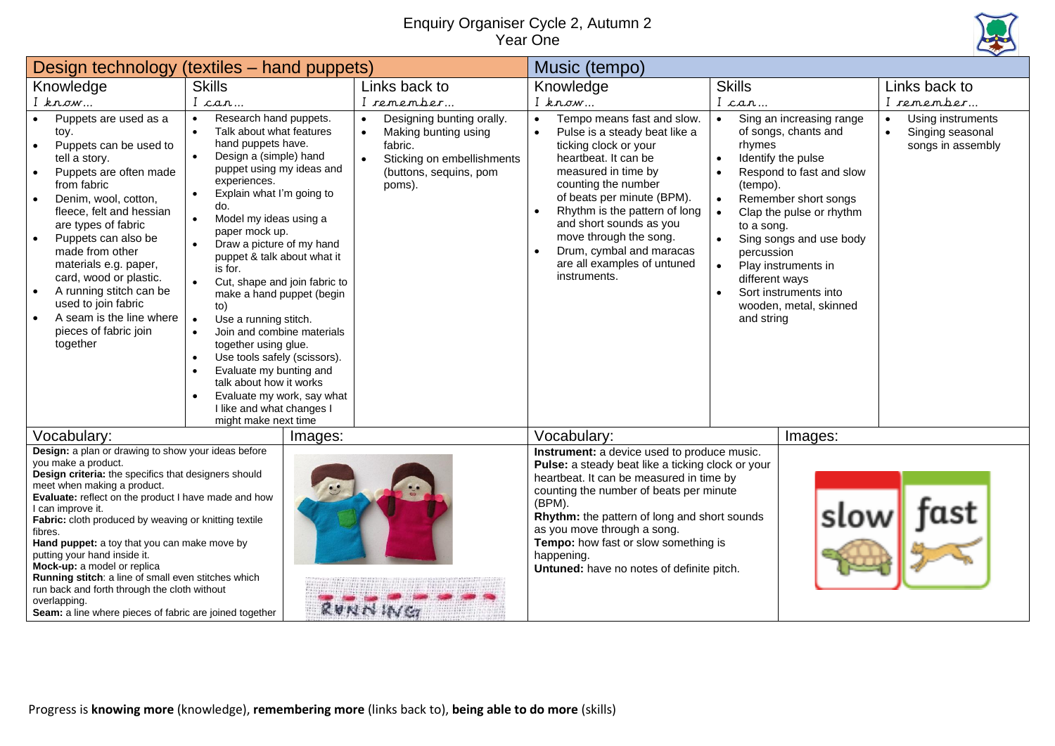# Enquiry Organiser Cycle 2, Autumn 2
## Year One

## Design technology (textiles – hand puppets)

| Knowledge<br>*I know…* | Skills<br>*I can…* | Links back to<br>*I remember…* |
|---|---|---|
| • Puppets are used as a toy.<br>• Puppets can be used to tell a story.<br>• Puppets are often made from fabric<br>• Denim, wool, cotton, fleece, felt and hessian are types of fabric<br>• Puppets can also be made from other materials e.g. paper, card, wood or plastic.<br>• A running stitch can be used to join fabric<br>• A seam is the line where pieces of fabric join together | • Research hand puppets.<br>• Talk about what features hand puppets have.<br>• Design a (simple) hand puppet using my ideas and experiences.<br>• Explain what I'm going to do.<br>• Model my ideas using a paper mock up.<br>• Draw a picture of my hand puppet & talk about what it is for.<br>• Cut, shape and join fabric to make a hand puppet (begin to)<br>• Use a running stitch.<br>• Join and combine materials together using glue.<br>• Use tools safely (scissors).<br>• Evaluate my bunting and talk about how it works<br>• Evaluate my work, say what I like and what changes I might make next time | • Designing bunting orally.<br>• Making bunting using fabric.<br>• Sticking on embellishments (buttons, sequins, pom poms). |

### Vocabulary:

**Design:** a plan or drawing to show your ideas before you make a product.
**Design criteria:** the specifics that designers should meet when making a product.
**Evaluate:** reflect on the product I have made and how I can improve it.
**Fabric:** cloth produced by weaving or knitting textile fibres.
**Hand puppet:** a toy that you can make move by putting your hand inside it.
**Mock-up:** a model or replica
**Running stitch**: a line of small even stitches which run back and forth through the cloth without overlapping.
**Seam:** a line where pieces of fabric are joined together

### Images:

## Music (tempo)

| Knowledge<br>*I know…* | Skills<br>*I can…* | Links back to<br>*I remember…* |
|---|---|---|
| • Tempo means fast and slow.<br>• Pulse is a steady beat like a ticking clock or your heartbeat. It can be measured in time by counting the number of beats per minute (BPM).<br>• Rhythm is the pattern of long and short sounds as you move through the song.<br>• Drum, cymbal and maracas are all examples of untuned instruments. | • Sing an increasing range of songs, chants and rhymes<br>• Identify the pulse<br>• Respond to fast and slow (tempo).<br>• Remember short songs<br>• Clap the pulse or rhythm to a song.<br>• Sing songs and use body percussion<br>• Play instruments in different ways<br>• Sort instruments into wooden, metal, skinned and string | • Using instruments<br>• Singing seasonal songs in assembly |

### Vocabulary:

**Instrument:** a device used to produce music.
**Pulse:** a steady beat like a ticking clock or your heartbeat. It can be measured in time by counting the number of beats per minute (BPM).
**Rhythm:** the pattern of long and short sounds as you move through a song.
**Tempo:** how fast or slow something is happening.
**Untuned:** have no notes of definite pitch.

### Images:

Progress is **knowing more** (knowledge), **remembering more** (links back to), **being able to do more** (skills)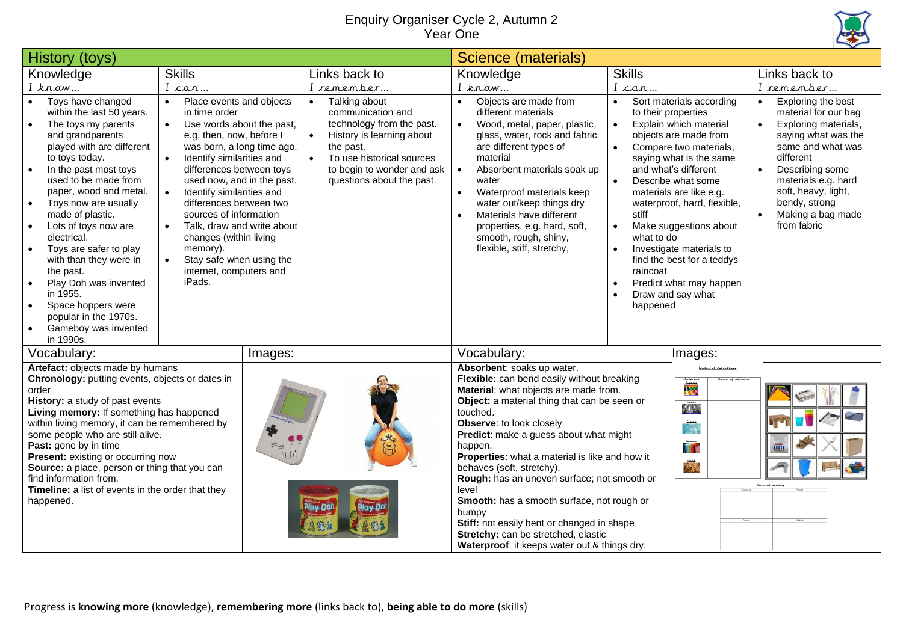# Enquiry Organiser Cycle 2, Autumn 2
# Year One

## History (toys)

| Knowledge<br>*I know…* | Skills<br>*I can…* | Links back to<br>*I remember…* |
|---|---|---|
| • Toys have changed within the last 50 years.<br>• The toys my parents and grandparents played with are different to toys today.<br>• In the past most toys used to be made from paper, wood and metal.<br>• Toys now are usually made of plastic.<br>• Lots of toys now are electrical.<br>• Toys are safer to play with than they were in the past.<br>• Play Doh was invented in 1955.<br>• Space hoppers were popular in the 1970s.<br>• Gameboy was invented in 1990s. | • Place events and objects in time order<br>• Use words about the past, e.g. then, now, before I was born, a long time ago.<br>• Identify similarities and differences between toys used now, and in the past.<br>• Identify similarities and differences between two sources of information<br>• Talk, draw and write about changes (within living memory).<br>• Stay safe when using the internet, computers and iPads. | • Talking about communication and technology from the past.<br>• History is learning about the past.<br>• To use historical sources to begin to wonder and ask questions about the past. |

### Vocabulary:

**Artefact:** objects made by humans
**Chronology:** putting events, objects or dates in order
**History:** a study of past events
**Living memory:** If something has happened within living memory, it can be remembered by some people who are still alive.
**Past:** gone by in time
**Present:** existing or occurring now
**Source:** a place, person or thing that you can find information from.
**Timeline:** a list of events in the order that they happened.

### Images:

## Science (materials)

| Knowledge<br>*I know…* | Skills<br>*I can…* | Links back to<br>*I remember…* |
|---|---|---|
| • Objects are made from different materials<br>• Wood, metal, paper, plastic, glass, water, rock and fabric are different types of material<br>• Absorbent materials soak up water<br>• Waterproof materials keep water out/keep things dry<br>• Materials have different properties, e.g. hard, soft, smooth, rough, shiny, flexible, stiff, stretchy, | • Sort materials according to their properties<br>• Explain which material objects are made from<br>• Compare two materials, saying what is the same and what's different<br>• Describe what some materials are like e.g. waterproof, hard, flexible, stiff<br>• Make suggestions about what to do<br>• Investigate materials to find the best for a teddys raincoat<br>• Predict what may happen<br>• Draw and say what happened | • Exploring the best material for our bag<br>• Exploring materials, saying what was the same and what was different<br>• Describing some materials e.g. hard soft, heavy, light, bendy, strong<br>• Making a bag made from fabric |

### Vocabulary:

**Absorbent**: soaks up water.
**Flexible:** can bend easily without breaking
**Material**: what objects are made from.
**Object:** a material thing that can be seen or touched.
**Observe**: to look closely
**Predict**: make a guess about what might happen.
**Properties**: what a material is like and how it behaves (soft, stretchy).
**Rough:** has an uneven surface; not smooth or level
**Smooth:** has a smooth surface, not rough or bumpy
**Stiff:** not easily bent or changed in shape
**Stretchy:** can be stretched, elastic
**Waterproof**: it keeps water out & things dry.

### Images:

Progress is **knowing more** (knowledge), **remembering more** (links back to), **being able to do more** (skills)